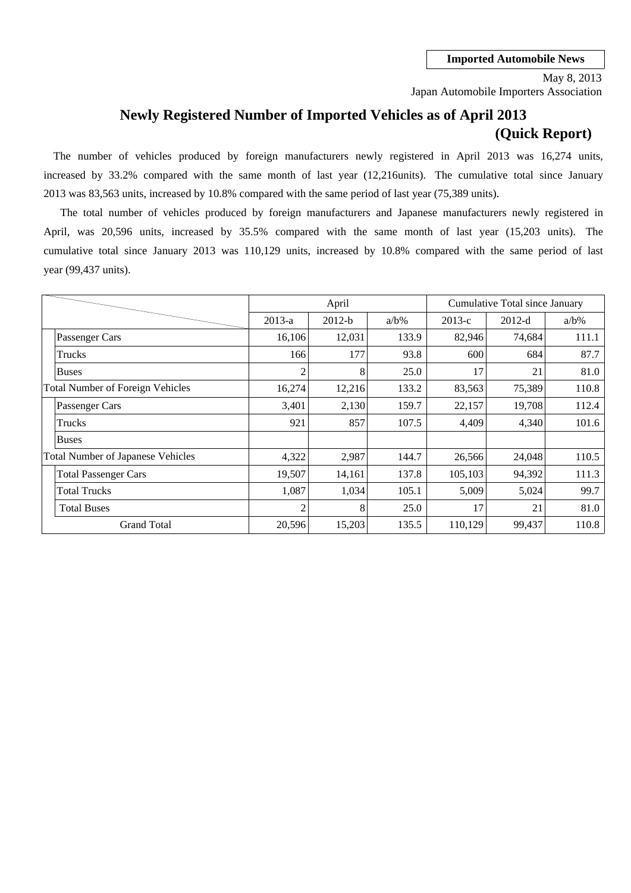**Imported Automobile News**

May 8, 2013
Japan Automobile Importers Association

# Newly Registered Number of Imported Vehicles as of April 2013 (Quick Report)

The number of vehicles produced by foreign manufacturers newly registered in April 2013 was 16,274 units, increased by 33.2% compared with the same month of last year (12,216units). The cumulative total since January 2013 was 83,563 units, increased by 10.8% compared with the same period of last year (75,389 units).

The total number of vehicles produced by foreign manufacturers and Japanese manufacturers newly registered in April, was 20,596 units, increased by 35.5% compared with the same month of last year (15,203 units). The cumulative total since January 2013 was 110,129 units, increased by 10.8% compared with the same period of last year (99,437 units).

| | April | | | Cumulative Total since January | | |
|---|---|---|---|---|---|---|
| | 2013-a | 2012-b | a/b% | 2013-c | 2012-d | a/b% |
| Passenger Cars | 16,106 | 12,031 | 133.9 | 82,946 | 74,684 | 111.1 |
| Trucks | 166 | 177 | 93.8 | 600 | 684 | 87.7 |
| Buses | 2 | 8 | 25.0 | 17 | 21 | 81.0 |
| Total Number of Foreign Vehicles | 16,274 | 12,216 | 133.2 | 83,563 | 75,389 | 110.8 |
| Passenger Cars | 3,401 | 2,130 | 159.7 | 22,157 | 19,708 | 112.4 |
| Trucks | 921 | 857 | 107.5 | 4,409 | 4,340 | 101.6 |
| Buses | | | | | | |
| Total Number of Japanese Vehicles | 4,322 | 2,987 | 144.7 | 26,566 | 24,048 | 110.5 |
| Total Passenger Cars | 19,507 | 14,161 | 137.8 | 105,103 | 94,392 | 111.3 |
| Total Trucks | 1,087 | 1,034 | 105.1 | 5,009 | 5,024 | 99.7 |
| Total Buses | 2 | 8 | 25.0 | 17 | 21 | 81.0 |
| Grand Total | 20,596 | 15,203 | 135.5 | 110,129 | 99,437 | 110.8 |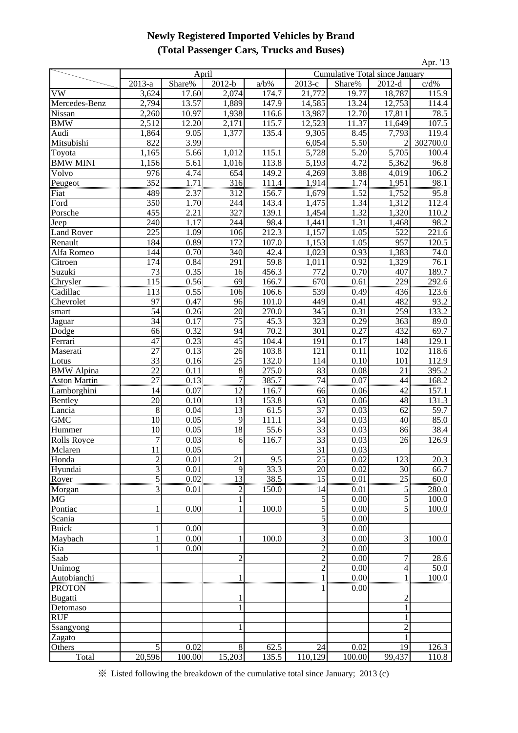# Newly Registered Imported Vehicles by Brand
## (Total Passenger Cars, Trucks and Buses)

Apr. '13

| | April | | | | Cumulative Total since January | | | |
|---|---|---|---|---|---|---|---|---|
| | 2013-a | Share% | 2012-b | a/b% | 2013-c | Share% | 2012-d | c/d% |
| VW | 3,624 | 17.60 | 2,074 | 174.7 | 21,772 | 19.77 | 18,787 | 115.9 |
| Mercedes-Benz | 2,794 | 13.57 | 1,889 | 147.9 | 14,585 | 13.24 | 12,753 | 114.4 |
| Nissan | 2,260 | 10.97 | 1,938 | 116.6 | 13,987 | 12.70 | 17,811 | 78.5 |
| BMW | 2,512 | 12.20 | 2,171 | 115.7 | 12,523 | 11.37 | 11,649 | 107.5 |
| Audi | 1,864 | 9.05 | 1,377 | 135.4 | 9,305 | 8.45 | 7,793 | 119.4 |
| Mitsubishi | 822 | 3.99 | | | 6,054 | 5.50 | 2 | 302700.0 |
| Toyota | 1,165 | 5.66 | 1,012 | 115.1 | 5,728 | 5.20 | 5,705 | 100.4 |
| BMW MINI | 1,156 | 5.61 | 1,016 | 113.8 | 5,193 | 4.72 | 5,362 | 96.8 |
| Volvo | 976 | 4.74 | 654 | 149.2 | 4,269 | 3.88 | 4,019 | 106.2 |
| Peugeot | 352 | 1.71 | 316 | 111.4 | 1,914 | 1.74 | 1,951 | 98.1 |
| Fiat | 489 | 2.37 | 312 | 156.7 | 1,679 | 1.52 | 1,752 | 95.8 |
| Ford | 350 | 1.70 | 244 | 143.4 | 1,475 | 1.34 | 1,312 | 112.4 |
| Porsche | 455 | 2.21 | 327 | 139.1 | 1,454 | 1.32 | 1,320 | 110.2 |
| Jeep | 240 | 1.17 | 244 | 98.4 | 1,441 | 1.31 | 1,468 | 98.2 |
| Land Rover | 225 | 1.09 | 106 | 212.3 | 1,157 | 1.05 | 522 | 221.6 |
| Renault | 184 | 0.89 | 172 | 107.0 | 1,153 | 1.05 | 957 | 120.5 |
| Alfa Romeo | 144 | 0.70 | 340 | 42.4 | 1,023 | 0.93 | 1,383 | 74.0 |
| Citroen | 174 | 0.84 | 291 | 59.8 | 1,011 | 0.92 | 1,329 | 76.1 |
| Suzuki | 73 | 0.35 | 16 | 456.3 | 772 | 0.70 | 407 | 189.7 |
| Chrysler | 115 | 0.56 | 69 | 166.7 | 670 | 0.61 | 229 | 292.6 |
| Cadillac | 113 | 0.55 | 106 | 106.6 | 539 | 0.49 | 436 | 123.6 |
| Chevrolet | 97 | 0.47 | 96 | 101.0 | 449 | 0.41 | 482 | 93.2 |
| smart | 54 | 0.26 | 20 | 270.0 | 345 | 0.31 | 259 | 133.2 |
| Jaguar | 34 | 0.17 | 75 | 45.3 | 323 | 0.29 | 363 | 89.0 |
| Dodge | 66 | 0.32 | 94 | 70.2 | 301 | 0.27 | 432 | 69.7 |
| Ferrari | 47 | 0.23 | 45 | 104.4 | 191 | 0.17 | 148 | 129.1 |
| Maserati | 27 | 0.13 | 26 | 103.8 | 121 | 0.11 | 102 | 118.6 |
| Lotus | 33 | 0.16 | 25 | 132.0 | 114 | 0.10 | 101 | 112.9 |
| BMW Alpina | 22 | 0.11 | 8 | 275.0 | 83 | 0.08 | 21 | 395.2 |
| Aston Martin | 27 | 0.13 | 7 | 385.7 | 74 | 0.07 | 44 | 168.2 |
| Lamborghini | 14 | 0.07 | 12 | 116.7 | 66 | 0.06 | 42 | 157.1 |
| Bentley | 20 | 0.10 | 13 | 153.8 | 63 | 0.06 | 48 | 131.3 |
| Lancia | 8 | 0.04 | 13 | 61.5 | 37 | 0.03 | 62 | 59.7 |
| GMC | 10 | 0.05 | 9 | 111.1 | 34 | 0.03 | 40 | 85.0 |
| Hummer | 10 | 0.05 | 18 | 55.6 | 33 | 0.03 | 86 | 38.4 |
| Rolls Royce | 7 | 0.03 | 6 | 116.7 | 33 | 0.03 | 26 | 126.9 |
| Mclaren | 11 | 0.05 | | | 31 | 0.03 | | |
| Honda | 2 | 0.01 | 21 | 9.5 | 25 | 0.02 | 123 | 20.3 |
| Hyundai | 3 | 0.01 | 9 | 33.3 | 20 | 0.02 | 30 | 66.7 |
| Rover | 5 | 0.02 | 13 | 38.5 | 15 | 0.01 | 25 | 60.0 |
| Morgan | 3 | 0.01 | 2 | 150.0 | 14 | 0.01 | 5 | 280.0 |
| MG | | | 1 | | 5 | 0.00 | 5 | 100.0 |
| Pontiac | 1 | 0.00 | 1 | 100.0 | 5 | 0.00 | 5 | 100.0 |
| Scania | | | | | 5 | 0.00 | | |
| Buick | 1 | 0.00 | | | 3 | 0.00 | | |
| Maybach | 1 | 0.00 | 1 | 100.0 | 3 | 0.00 | 3 | 100.0 |
| Kia | 1 | 0.00 | | | 2 | 0.00 | | |
| Saab | | | 2 | | 2 | 0.00 | 7 | 28.6 |
| Unimog | | | | | 2 | 0.00 | 4 | 50.0 |
| Autobianchi | | | 1 | | 1 | 0.00 | 1 | 100.0 |
| PROTON | | | | | 1 | 0.00 | | |
| Bugatti | | | 1 | | | | 2 | |
| Detomaso | | | 1 | | | | 1 | |
| RUF | | | | | | | 1 | |
| Ssangyong | | | 1 | | | | 2 | |
| Zagato | | | | | | | 1 | |
| Others | 5 | 0.02 | 8 | 62.5 | 24 | 0.02 | 19 | 126.3 |
| Total | 20,596 | 100.00 | 15,203 | 135.5 | 110,129 | 100.00 | 99,437 | 110.8 |

※ Listed following the breakdown of the cumulative total since January; 2013 (c)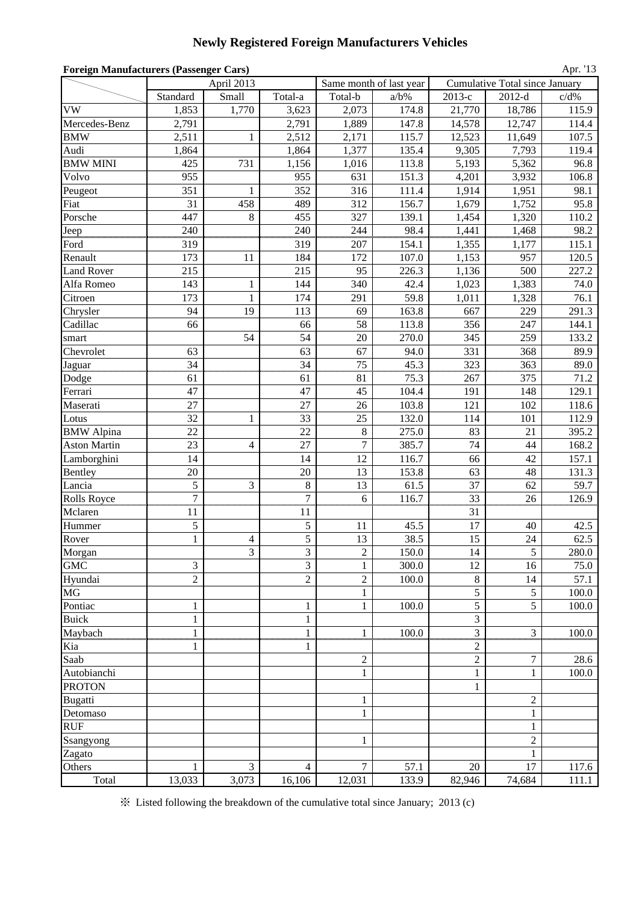# Newly Registered Foreign Manufacturers Vehicles

**Foreign Manufacturers (Passenger Cars)** Apr. '13

| | April 2013 | | | Same month of last year | | Cumulative Total since January | | |
|---|---|---|---|---|---|---|---|---|
| | Standard | Small | Total-a | Total-b | a/b% | 2013-c | 2012-d | c/d% |
| VW | 1,853 | 1,770 | 3,623 | 2,073 | 174.8 | 21,770 | 18,786 | 115.9 |
| Mercedes-Benz | 2,791 | | 2,791 | 1,889 | 147.8 | 14,578 | 12,747 | 114.4 |
| BMW | 2,511 | 1 | 2,512 | 2,171 | 115.7 | 12,523 | 11,649 | 107.5 |
| Audi | 1,864 | | 1,864 | 1,377 | 135.4 | 9,305 | 7,793 | 119.4 |
| BMW MINI | 425 | 731 | 1,156 | 1,016 | 113.8 | 5,193 | 5,362 | 96.8 |
| Volvo | 955 | | 955 | 631 | 151.3 | 4,201 | 3,932 | 106.8 |
| Peugeot | 351 | 1 | 352 | 316 | 111.4 | 1,914 | 1,951 | 98.1 |
| Fiat | 31 | 458 | 489 | 312 | 156.7 | 1,679 | 1,752 | 95.8 |
| Porsche | 447 | 8 | 455 | 327 | 139.1 | 1,454 | 1,320 | 110.2 |
| Jeep | 240 | | 240 | 244 | 98.4 | 1,441 | 1,468 | 98.2 |
| Ford | 319 | | 319 | 207 | 154.1 | 1,355 | 1,177 | 115.1 |
| Renault | 173 | 11 | 184 | 172 | 107.0 | 1,153 | 957 | 120.5 |
| Land Rover | 215 | | 215 | 95 | 226.3 | 1,136 | 500 | 227.2 |
| Alfa Romeo | 143 | 1 | 144 | 340 | 42.4 | 1,023 | 1,383 | 74.0 |
| Citroen | 173 | 1 | 174 | 291 | 59.8 | 1,011 | 1,328 | 76.1 |
| Chrysler | 94 | 19 | 113 | 69 | 163.8 | 667 | 229 | 291.3 |
| Cadillac | 66 | | 66 | 58 | 113.8 | 356 | 247 | 144.1 |
| smart | | 54 | 54 | 20 | 270.0 | 345 | 259 | 133.2 |
| Chevrolet | 63 | | 63 | 67 | 94.0 | 331 | 368 | 89.9 |
| Jaguar | 34 | | 34 | 75 | 45.3 | 323 | 363 | 89.0 |
| Dodge | 61 | | 61 | 81 | 75.3 | 267 | 375 | 71.2 |
| Ferrari | 47 | | 47 | 45 | 104.4 | 191 | 148 | 129.1 |
| Maserati | 27 | | 27 | 26 | 103.8 | 121 | 102 | 118.6 |
| Lotus | 32 | 1 | 33 | 25 | 132.0 | 114 | 101 | 112.9 |
| BMW Alpina | 22 | | 22 | 8 | 275.0 | 83 | 21 | 395.2 |
| Aston Martin | 23 | 4 | 27 | 7 | 385.7 | 74 | 44 | 168.2 |
| Lamborghini | 14 | | 14 | 12 | 116.7 | 66 | 42 | 157.1 |
| Bentley | 20 | | 20 | 13 | 153.8 | 63 | 48 | 131.3 |
| Lancia | 5 | 3 | 8 | 13 | 61.5 | 37 | 62 | 59.7 |
| Rolls Royce | 7 | | 7 | 6 | 116.7 | 33 | 26 | 126.9 |
| Mclaren | 11 | | 11 | | | 31 | | |
| Hummer | 5 | | 5 | 11 | 45.5 | 17 | 40 | 42.5 |
| Rover | 1 | 4 | 5 | 13 | 38.5 | 15 | 24 | 62.5 |
| Morgan | | 3 | 3 | 2 | 150.0 | 14 | 5 | 280.0 |
| GMC | 3 | | 3 | 1 | 300.0 | 12 | 16 | 75.0 |
| Hyundai | 2 | | 2 | 2 | 100.0 | 8 | 14 | 57.1 |
| MG | | | | 1 | | 5 | 5 | 100.0 |
| Pontiac | 1 | | 1 | 1 | 100.0 | 5 | 5 | 100.0 |
| Buick | 1 | | 1 | | | 3 | | |
| Maybach | 1 | | 1 | 1 | 100.0 | 3 | 3 | 100.0 |
| Kia | 1 | | 1 | | | 2 | | |
| Saab | | | | 2 | | 2 | 7 | 28.6 |
| Autobianchi | | | | 1 | | 1 | 1 | 100.0 |
| PROTON | | | | | | 1 | | |
| Bugatti | | | | 1 | | | 2 | |
| Detomaso | | | | 1 | | | 1 | |
| RUF | | | | | | | 1 | |
| Ssangyong | | | | 1 | | | 2 | |
| Zagato | | | | | | | 1 | |
| Others | 1 | 3 | 4 | 7 | 57.1 | 20 | 17 | 117.6 |
| Total | 13,033 | 3,073 | 16,106 | 12,031 | 133.9 | 82,946 | 74,684 | 111.1 |

※ Listed following the breakdown of the cumulative total since January; 2013 (c)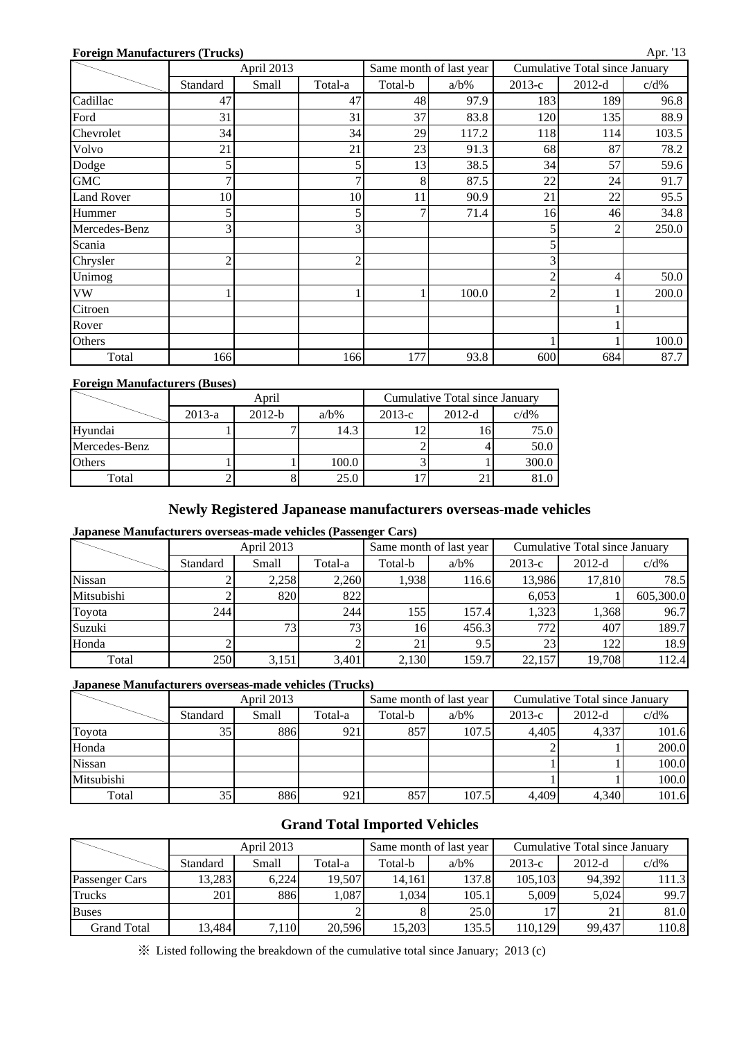**Foreign Manufacturers (Trucks)**

Apr. '13

| | April 2013 | | | Same month of last year | | Cumulative Total since January | | |
|---|---|---|---|---|---|---|---|---|
| | Standard | Small | Total-a | Total-b | a/b% | 2013-c | 2012-d | c/d% |
| Cadillac | 47 | | 47 | 48 | 97.9 | 183 | 189 | 96.8 |
| Ford | 31 | | 31 | 37 | 83.8 | 120 | 135 | 88.9 |
| Chevrolet | 34 | | 34 | 29 | 117.2 | 118 | 114 | 103.5 |
| Volvo | 21 | | 21 | 23 | 91.3 | 68 | 87 | 78.2 |
| Dodge | 5 | | 5 | 13 | 38.5 | 34 | 57 | 59.6 |
| GMC | 7 | | 7 | 8 | 87.5 | 22 | 24 | 91.7 |
| Land Rover | 10 | | 10 | 11 | 90.9 | 21 | 22 | 95.5 |
| Hummer | 5 | | 5 | 7 | 71.4 | 16 | 46 | 34.8 |
| Mercedes-Benz | 3 | | 3 | | | 5 | 2 | 250.0 |
| Scania | | | | | | 5 | | |
| Chrysler | 2 | | 2 | | | 3 | | |
| Unimog | | | | | | 2 | 4 | 50.0 |
| VW | 1 | | 1 | 1 | 100.0 | 2 | 1 | 200.0 |
| Citroen | | | | | | | 1 | |
| Rover | | | | | | | 1 | |
| Others | | | | | | 1 | 1 | 100.0 |
| Total | 166 | | 166 | 177 | 93.8 | 600 | 684 | 87.7 |

**Foreign Manufacturers (Buses)**

| | April | | | Cumulative Total since January | | |
|---|---|---|---|---|---|---|
| | 2013-a | 2012-b | a/b% | 2013-c | 2012-d | c/d% |
| Hyundai | 1 | 7 | 14.3 | 12 | 16 | 75.0 |
| Mercedes-Benz | | | | 2 | 4 | 50.0 |
| Others | 1 | 1 | 100.0 | 3 | 1 | 300.0 |
| Total | 2 | 8 | 25.0 | 17 | 21 | 81.0 |

## Newly Registered Japanease manufacturers overseas-made vehicles

**Japanese Manufacturers overseas-made vehicles (Passenger Cars)**

| | April 2013 | | | Same month of last year | | Cumulative Total since January | | |
|---|---|---|---|---|---|---|---|---|
| | Standard | Small | Total-a | Total-b | a/b% | 2013-c | 2012-d | c/d% |
| Nissan | 2 | 2,258 | 2,260 | 1,938 | 116.6 | 13,986 | 17,810 | 78.5 |
| Mitsubishi | 2 | 820 | 822 | | | 6,053 | 1 | 605,300.0 |
| Toyota | 244 | | 244 | 155 | 157.4 | 1,323 | 1,368 | 96.7 |
| Suzuki | | 73 | 73 | 16 | 456.3 | 772 | 407 | 189.7 |
| Honda | 2 | | 2 | 21 | 9.5 | 23 | 122 | 18.9 |
| Total | 250 | 3,151 | 3,401 | 2,130 | 159.7 | 22,157 | 19,708 | 112.4 |

**Japanese Manufacturers overseas-made vehicles (Trucks)**

| | April 2013 | | | Same month of last year | | Cumulative Total since January | | |
|---|---|---|---|---|---|---|---|---|
| | Standard | Small | Total-a | Total-b | a/b% | 2013-c | 2012-d | c/d% |
| Toyota | 35 | 886 | 921 | 857 | 107.5 | 4,405 | 4,337 | 101.6 |
| Honda | | | | | | 2 | 1 | 200.0 |
| Nissan | | | | | | 1 | 1 | 100.0 |
| Mitsubishi | | | | | | 1 | 1 | 100.0 |
| Total | 35 | 886 | 921 | 857 | 107.5 | 4,409 | 4,340 | 101.6 |

## Grand Total Imported Vehicles

| | April 2013 | | | Same month of last year | | Cumulative Total since January | | |
|---|---|---|---|---|---|---|---|---|
| | Standard | Small | Total-a | Total-b | a/b% | 2013-c | 2012-d | c/d% |
| Passenger Cars | 13,283 | 6,224 | 19,507 | 14,161 | 137.8 | 105,103 | 94,392 | 111.3 |
| Trucks | 201 | 886 | 1,087 | 1,034 | 105.1 | 5,009 | 5,024 | 99.7 |
| Buses | | | 2 | 8 | 25.0 | 17 | 21 | 81.0 |
| Grand Total | 13,484 | 7,110 | 20,596 | 15,203 | 135.5 | 110,129 | 99,437 | 110.8 |

※ Listed following the breakdown of the cumulative total since January; 2013 (c)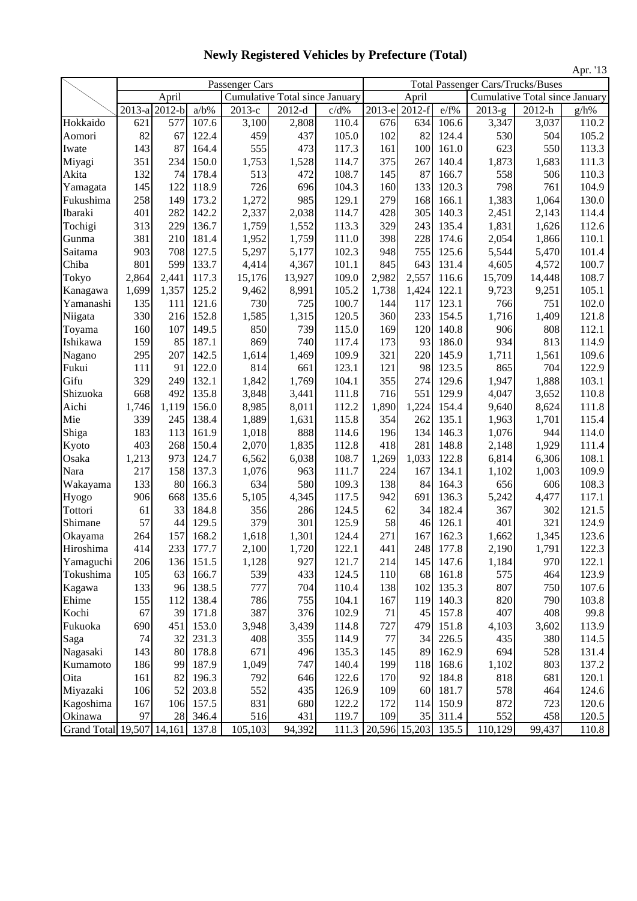# Newly Registered Vehicles by Prefecture (Total)

Apr. '13

| | Passenger Cars | | | | | | Total Passenger Cars/Trucks/Buses | | | | | |
|---|---|---|---|---|---|---|---|---|---|---|---|---|
| | April | | | Cumulative Total since January | | | April | | | Cumulative Total since January | | |
| | 2013-a | 2012-b | a/b% | 2013-c | 2012-d | c/d% | 2013-e | 2012-f | e/f% | 2013-g | 2012-h | g/h% |
| Hokkaido | 621 | 577 | 107.6 | 3,100 | 2,808 | 110.4 | 676 | 634 | 106.6 | 3,347 | 3,037 | 110.2 |
| Aomori | 82 | 67 | 122.4 | 459 | 437 | 105.0 | 102 | 82 | 124.4 | 530 | 504 | 105.2 |
| Iwate | 143 | 87 | 164.4 | 555 | 473 | 117.3 | 161 | 100 | 161.0 | 623 | 550 | 113.3 |
| Miyagi | 351 | 234 | 150.0 | 1,753 | 1,528 | 114.7 | 375 | 267 | 140.4 | 1,873 | 1,683 | 111.3 |
| Akita | 132 | 74 | 178.4 | 513 | 472 | 108.7 | 145 | 87 | 166.7 | 558 | 506 | 110.3 |
| Yamagata | 145 | 122 | 118.9 | 726 | 696 | 104.3 | 160 | 133 | 120.3 | 798 | 761 | 104.9 |
| Fukushima | 258 | 149 | 173.2 | 1,272 | 985 | 129.1 | 279 | 168 | 166.1 | 1,383 | 1,064 | 130.0 |
| Ibaraki | 401 | 282 | 142.2 | 2,337 | 2,038 | 114.7 | 428 | 305 | 140.3 | 2,451 | 2,143 | 114.4 |
| Tochigi | 313 | 229 | 136.7 | 1,759 | 1,552 | 113.3 | 329 | 243 | 135.4 | 1,831 | 1,626 | 112.6 |
| Gunma | 381 | 210 | 181.4 | 1,952 | 1,759 | 111.0 | 398 | 228 | 174.6 | 2,054 | 1,866 | 110.1 |
| Saitama | 903 | 708 | 127.5 | 5,297 | 5,177 | 102.3 | 948 | 755 | 125.6 | 5,544 | 5,470 | 101.4 |
| Chiba | 801 | 599 | 133.7 | 4,414 | 4,367 | 101.1 | 845 | 643 | 131.4 | 4,605 | 4,572 | 100.7 |
| Tokyo | 2,864 | 2,441 | 117.3 | 15,176 | 13,927 | 109.0 | 2,982 | 2,557 | 116.6 | 15,709 | 14,448 | 108.7 |
| Kanagawa | 1,699 | 1,357 | 125.2 | 9,462 | 8,991 | 105.2 | 1,738 | 1,424 | 122.1 | 9,723 | 9,251 | 105.1 |
| Yamanashi | 135 | 111 | 121.6 | 730 | 725 | 100.7 | 144 | 117 | 123.1 | 766 | 751 | 102.0 |
| Niigata | 330 | 216 | 152.8 | 1,585 | 1,315 | 120.5 | 360 | 233 | 154.5 | 1,716 | 1,409 | 121.8 |
| Toyama | 160 | 107 | 149.5 | 850 | 739 | 115.0 | 169 | 120 | 140.8 | 906 | 808 | 112.1 |
| Ishikawa | 159 | 85 | 187.1 | 869 | 740 | 117.4 | 173 | 93 | 186.0 | 934 | 813 | 114.9 |
| Nagano | 295 | 207 | 142.5 | 1,614 | 1,469 | 109.9 | 321 | 220 | 145.9 | 1,711 | 1,561 | 109.6 |
| Fukui | 111 | 91 | 122.0 | 814 | 661 | 123.1 | 121 | 98 | 123.5 | 865 | 704 | 122.9 |
| Gifu | 329 | 249 | 132.1 | 1,842 | 1,769 | 104.1 | 355 | 274 | 129.6 | 1,947 | 1,888 | 103.1 |
| Shizuoka | 668 | 492 | 135.8 | 3,848 | 3,441 | 111.8 | 716 | 551 | 129.9 | 4,047 | 3,652 | 110.8 |
| Aichi | 1,746 | 1,119 | 156.0 | 8,985 | 8,011 | 112.2 | 1,890 | 1,224 | 154.4 | 9,640 | 8,624 | 111.8 |
| Mie | 339 | 245 | 138.4 | 1,889 | 1,631 | 115.8 | 354 | 262 | 135.1 | 1,963 | 1,701 | 115.4 |
| Shiga | 183 | 113 | 161.9 | 1,018 | 888 | 114.6 | 196 | 134 | 146.3 | 1,076 | 944 | 114.0 |
| Kyoto | 403 | 268 | 150.4 | 2,070 | 1,835 | 112.8 | 418 | 281 | 148.8 | 2,148 | 1,929 | 111.4 |
| Osaka | 1,213 | 973 | 124.7 | 6,562 | 6,038 | 108.7 | 1,269 | 1,033 | 122.8 | 6,814 | 6,306 | 108.1 |
| Nara | 217 | 158 | 137.3 | 1,076 | 963 | 111.7 | 224 | 167 | 134.1 | 1,102 | 1,003 | 109.9 |
| Wakayama | 133 | 80 | 166.3 | 634 | 580 | 109.3 | 138 | 84 | 164.3 | 656 | 606 | 108.3 |
| Hyogo | 906 | 668 | 135.6 | 5,105 | 4,345 | 117.5 | 942 | 691 | 136.3 | 5,242 | 4,477 | 117.1 |
| Tottori | 61 | 33 | 184.8 | 356 | 286 | 124.5 | 62 | 34 | 182.4 | 367 | 302 | 121.5 |
| Shimane | 57 | 44 | 129.5 | 379 | 301 | 125.9 | 58 | 46 | 126.1 | 401 | 321 | 124.9 |
| Okayama | 264 | 157 | 168.2 | 1,618 | 1,301 | 124.4 | 271 | 167 | 162.3 | 1,662 | 1,345 | 123.6 |
| Hiroshima | 414 | 233 | 177.7 | 2,100 | 1,720 | 122.1 | 441 | 248 | 177.8 | 2,190 | 1,791 | 122.3 |
| Yamaguchi | 206 | 136 | 151.5 | 1,128 | 927 | 121.7 | 214 | 145 | 147.6 | 1,184 | 970 | 122.1 |
| Tokushima | 105 | 63 | 166.7 | 539 | 433 | 124.5 | 110 | 68 | 161.8 | 575 | 464 | 123.9 |
| Kagawa | 133 | 96 | 138.5 | 777 | 704 | 110.4 | 138 | 102 | 135.3 | 807 | 750 | 107.6 |
| Ehime | 155 | 112 | 138.4 | 786 | 755 | 104.1 | 167 | 119 | 140.3 | 820 | 790 | 103.8 |
| Kochi | 67 | 39 | 171.8 | 387 | 376 | 102.9 | 71 | 45 | 157.8 | 407 | 408 | 99.8 |
| Fukuoka | 690 | 451 | 153.0 | 3,948 | 3,439 | 114.8 | 727 | 479 | 151.8 | 4,103 | 3,602 | 113.9 |
| Saga | 74 | 32 | 231.3 | 408 | 355 | 114.9 | 77 | 34 | 226.5 | 435 | 380 | 114.5 |
| Nagasaki | 143 | 80 | 178.8 | 671 | 496 | 135.3 | 145 | 89 | 162.9 | 694 | 528 | 131.4 |
| Kumamoto | 186 | 99 | 187.9 | 1,049 | 747 | 140.4 | 199 | 118 | 168.6 | 1,102 | 803 | 137.2 |
| Oita | 161 | 82 | 196.3 | 792 | 646 | 122.6 | 170 | 92 | 184.8 | 818 | 681 | 120.1 |
| Miyazaki | 106 | 52 | 203.8 | 552 | 435 | 126.9 | 109 | 60 | 181.7 | 578 | 464 | 124.6 |
| Kagoshima | 167 | 106 | 157.5 | 831 | 680 | 122.2 | 172 | 114 | 150.9 | 872 | 723 | 120.6 |
| Okinawa | 97 | 28 | 346.4 | 516 | 431 | 119.7 | 109 | 35 | 311.4 | 552 | 458 | 120.5 |
| Grand Total | 19,507 | 14,161 | 137.8 | 105,103 | 94,392 | 111.3 | 20,596 | 15,203 | 135.5 | 110,129 | 99,437 | 110.8 |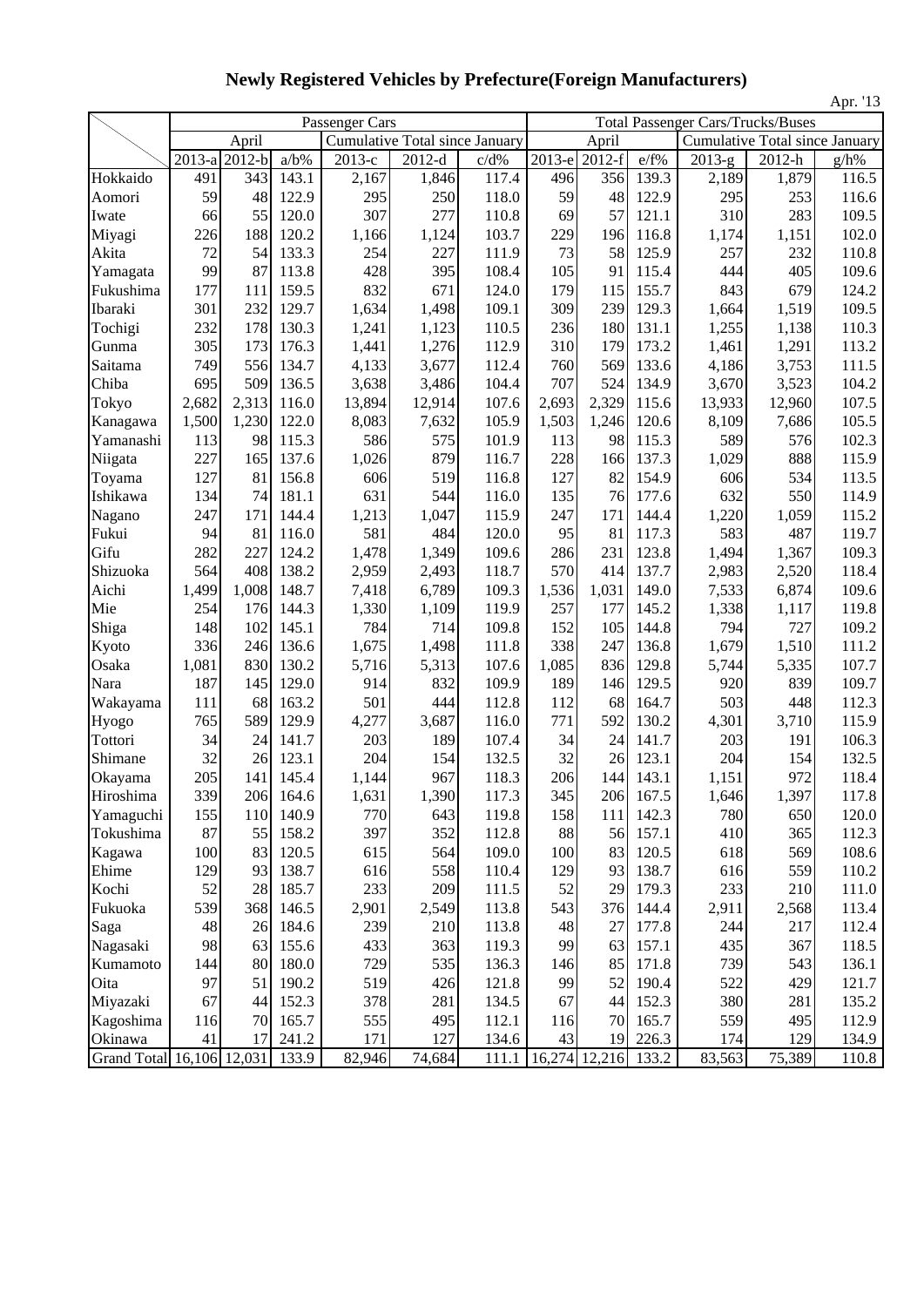# Newly Registered Vehicles by Prefecture(Foreign Manufacturers)

Apr. '13

| | Passenger Cars | | | | | | Total Passenger Cars/Trucks/Buses | | | | | |
|---|---|---|---|---|---|---|---|---|---|---|---|---|
| | April | | | Cumulative Total since January | | | April | | | Cumulative Total since January | | |
| | 2013-a | 2012-b | a/b% | 2013-c | 2012-d | c/d% | 2013-e | 2012-f | e/f% | 2013-g | 2012-h | g/h% |
| Hokkaido | 491 | 343 | 143.1 | 2,167 | 1,846 | 117.4 | 496 | 356 | 139.3 | 2,189 | 1,879 | 116.5 |
| Aomori | 59 | 48 | 122.9 | 295 | 250 | 118.0 | 59 | 48 | 122.9 | 295 | 253 | 116.6 |
| Iwate | 66 | 55 | 120.0 | 307 | 277 | 110.8 | 69 | 57 | 121.1 | 310 | 283 | 109.5 |
| Miyagi | 226 | 188 | 120.2 | 1,166 | 1,124 | 103.7 | 229 | 196 | 116.8 | 1,174 | 1,151 | 102.0 |
| Akita | 72 | 54 | 133.3 | 254 | 227 | 111.9 | 73 | 58 | 125.9 | 257 | 232 | 110.8 |
| Yamagata | 99 | 87 | 113.8 | 428 | 395 | 108.4 | 105 | 91 | 115.4 | 444 | 405 | 109.6 |
| Fukushima | 177 | 111 | 159.5 | 832 | 671 | 124.0 | 179 | 115 | 155.7 | 843 | 679 | 124.2 |
| Ibaraki | 301 | 232 | 129.7 | 1,634 | 1,498 | 109.1 | 309 | 239 | 129.3 | 1,664 | 1,519 | 109.5 |
| Tochigi | 232 | 178 | 130.3 | 1,241 | 1,123 | 110.5 | 236 | 180 | 131.1 | 1,255 | 1,138 | 110.3 |
| Gunma | 305 | 173 | 176.3 | 1,441 | 1,276 | 112.9 | 310 | 179 | 173.2 | 1,461 | 1,291 | 113.2 |
| Saitama | 749 | 556 | 134.7 | 4,133 | 3,677 | 112.4 | 760 | 569 | 133.6 | 4,186 | 3,753 | 111.5 |
| Chiba | 695 | 509 | 136.5 | 3,638 | 3,486 | 104.4 | 707 | 524 | 134.9 | 3,670 | 3,523 | 104.2 |
| Tokyo | 2,682 | 2,313 | 116.0 | 13,894 | 12,914 | 107.6 | 2,693 | 2,329 | 115.6 | 13,933 | 12,960 | 107.5 |
| Kanagawa | 1,500 | 1,230 | 122.0 | 8,083 | 7,632 | 105.9 | 1,503 | 1,246 | 120.6 | 8,109 | 7,686 | 105.5 |
| Yamanashi | 113 | 98 | 115.3 | 586 | 575 | 101.9 | 113 | 98 | 115.3 | 589 | 576 | 102.3 |
| Niigata | 227 | 165 | 137.6 | 1,026 | 879 | 116.7 | 228 | 166 | 137.3 | 1,029 | 888 | 115.9 |
| Toyama | 127 | 81 | 156.8 | 606 | 519 | 116.8 | 127 | 82 | 154.9 | 606 | 534 | 113.5 |
| Ishikawa | 134 | 74 | 181.1 | 631 | 544 | 116.0 | 135 | 76 | 177.6 | 632 | 550 | 114.9 |
| Nagano | 247 | 171 | 144.4 | 1,213 | 1,047 | 115.9 | 247 | 171 | 144.4 | 1,220 | 1,059 | 115.2 |
| Fukui | 94 | 81 | 116.0 | 581 | 484 | 120.0 | 95 | 81 | 117.3 | 583 | 487 | 119.7 |
| Gifu | 282 | 227 | 124.2 | 1,478 | 1,349 | 109.6 | 286 | 231 | 123.8 | 1,494 | 1,367 | 109.3 |
| Shizuoka | 564 | 408 | 138.2 | 2,959 | 2,493 | 118.7 | 570 | 414 | 137.7 | 2,983 | 2,520 | 118.4 |
| Aichi | 1,499 | 1,008 | 148.7 | 7,418 | 6,789 | 109.3 | 1,536 | 1,031 | 149.0 | 7,533 | 6,874 | 109.6 |
| Mie | 254 | 176 | 144.3 | 1,330 | 1,109 | 119.9 | 257 | 177 | 145.2 | 1,338 | 1,117 | 119.8 |
| Shiga | 148 | 102 | 145.1 | 784 | 714 | 109.8 | 152 | 105 | 144.8 | 794 | 727 | 109.2 |
| Kyoto | 336 | 246 | 136.6 | 1,675 | 1,498 | 111.8 | 338 | 247 | 136.8 | 1,679 | 1,510 | 111.2 |
| Osaka | 1,081 | 830 | 130.2 | 5,716 | 5,313 | 107.6 | 1,085 | 836 | 129.8 | 5,744 | 5,335 | 107.7 |
| Nara | 187 | 145 | 129.0 | 914 | 832 | 109.9 | 189 | 146 | 129.5 | 920 | 839 | 109.7 |
| Wakayama | 111 | 68 | 163.2 | 501 | 444 | 112.8 | 112 | 68 | 164.7 | 503 | 448 | 112.3 |
| Hyogo | 765 | 589 | 129.9 | 4,277 | 3,687 | 116.0 | 771 | 592 | 130.2 | 4,301 | 3,710 | 115.9 |
| Tottori | 34 | 24 | 141.7 | 203 | 189 | 107.4 | 34 | 24 | 141.7 | 203 | 191 | 106.3 |
| Shimane | 32 | 26 | 123.1 | 204 | 154 | 132.5 | 32 | 26 | 123.1 | 204 | 154 | 132.5 |
| Okayama | 205 | 141 | 145.4 | 1,144 | 967 | 118.3 | 206 | 144 | 143.1 | 1,151 | 972 | 118.4 |
| Hiroshima | 339 | 206 | 164.6 | 1,631 | 1,390 | 117.3 | 345 | 206 | 167.5 | 1,646 | 1,397 | 117.8 |
| Yamaguchi | 155 | 110 | 140.9 | 770 | 643 | 119.8 | 158 | 111 | 142.3 | 780 | 650 | 120.0 |
| Tokushima | 87 | 55 | 158.2 | 397 | 352 | 112.8 | 88 | 56 | 157.1 | 410 | 365 | 112.3 |
| Kagawa | 100 | 83 | 120.5 | 615 | 564 | 109.0 | 100 | 83 | 120.5 | 618 | 569 | 108.6 |
| Ehime | 129 | 93 | 138.7 | 616 | 558 | 110.4 | 129 | 93 | 138.7 | 616 | 559 | 110.2 |
| Kochi | 52 | 28 | 185.7 | 233 | 209 | 111.5 | 52 | 29 | 179.3 | 233 | 210 | 111.0 |
| Fukuoka | 539 | 368 | 146.5 | 2,901 | 2,549 | 113.8 | 543 | 376 | 144.4 | 2,911 | 2,568 | 113.4 |
| Saga | 48 | 26 | 184.6 | 239 | 210 | 113.8 | 48 | 27 | 177.8 | 244 | 217 | 112.4 |
| Nagasaki | 98 | 63 | 155.6 | 433 | 363 | 119.3 | 99 | 63 | 157.1 | 435 | 367 | 118.5 |
| Kumamoto | 144 | 80 | 180.0 | 729 | 535 | 136.3 | 146 | 85 | 171.8 | 739 | 543 | 136.1 |
| Oita | 97 | 51 | 190.2 | 519 | 426 | 121.8 | 99 | 52 | 190.4 | 522 | 429 | 121.7 |
| Miyazaki | 67 | 44 | 152.3 | 378 | 281 | 134.5 | 67 | 44 | 152.3 | 380 | 281 | 135.2 |
| Kagoshima | 116 | 70 | 165.7 | 555 | 495 | 112.1 | 116 | 70 | 165.7 | 559 | 495 | 112.9 |
| Okinawa | 41 | 17 | 241.2 | 171 | 127 | 134.6 | 43 | 19 | 226.3 | 174 | 129 | 134.9 |
| Grand Total | 16,106 | 12,031 | 133.9 | 82,946 | 74,684 | 111.1 | 16,274 | 12,216 | 133.2 | 83,563 | 75,389 | 110.8 |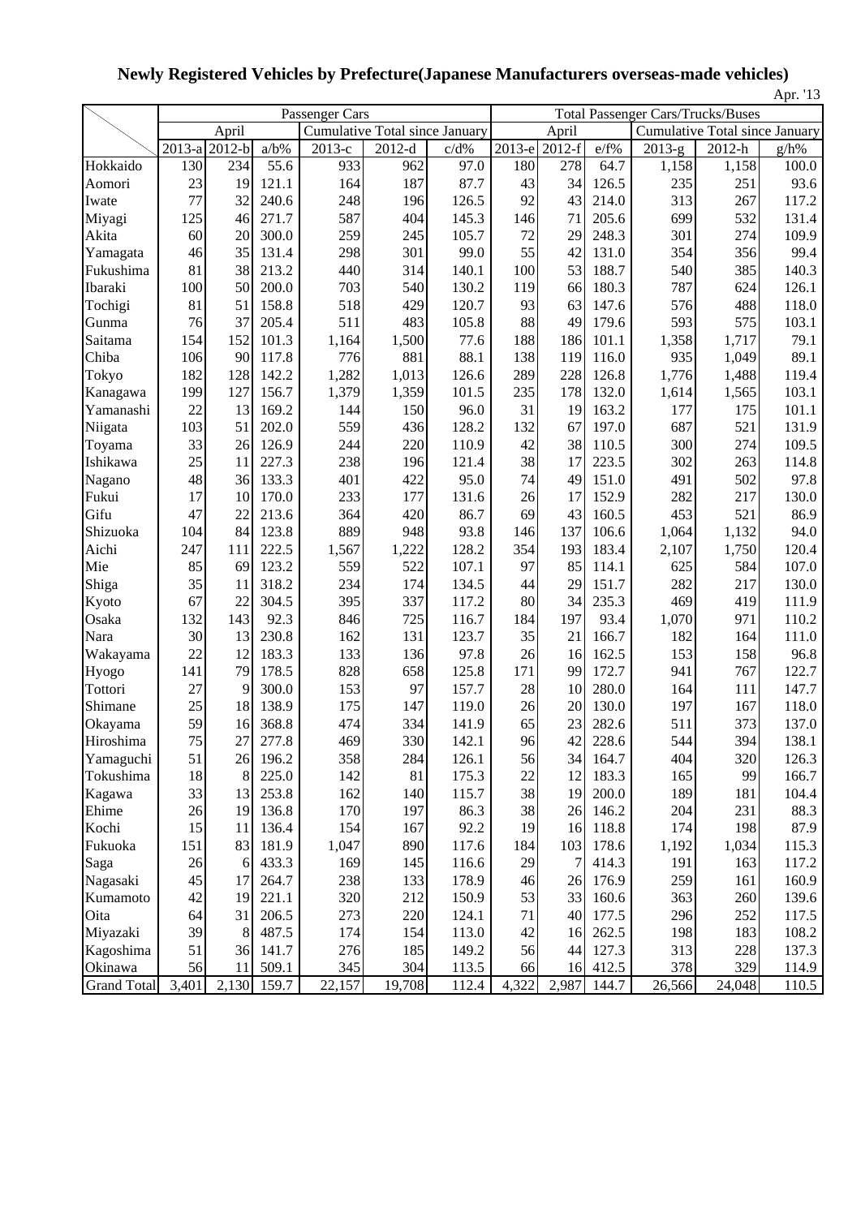## Newly Registered Vehicles by Prefecture(Japanese Manufacturers overseas-made vehicles)

Apr. '13

| | Passenger Cars | | | | | | Total Passenger Cars/Trucks/Buses | | | | | |
|---|---|---|---|---|---|---|---|---|---|---|---|---|
| | April | | | Cumulative Total since January | | | April | | | Cumulative Total since January | | |
| | 2013-a | 2012-b | a/b% | 2013-c | 2012-d | c/d% | 2013-e | 2012-f | e/f% | 2013-g | 2012-h | g/h% |
| Hokkaido | 130 | 234 | 55.6 | 933 | 962 | 97.0 | 180 | 278 | 64.7 | 1,158 | 1,158 | 100.0 |
| Aomori | 23 | 19 | 121.1 | 164 | 187 | 87.7 | 43 | 34 | 126.5 | 235 | 251 | 93.6 |
| Iwate | 77 | 32 | 240.6 | 248 | 196 | 126.5 | 92 | 43 | 214.0 | 313 | 267 | 117.2 |
| Miyagi | 125 | 46 | 271.7 | 587 | 404 | 145.3 | 146 | 71 | 205.6 | 699 | 532 | 131.4 |
| Akita | 60 | 20 | 300.0 | 259 | 245 | 105.7 | 72 | 29 | 248.3 | 301 | 274 | 109.9 |
| Yamagata | 46 | 35 | 131.4 | 298 | 301 | 99.0 | 55 | 42 | 131.0 | 354 | 356 | 99.4 |
| Fukushima | 81 | 38 | 213.2 | 440 | 314 | 140.1 | 100 | 53 | 188.7 | 540 | 385 | 140.3 |
| Ibaraki | 100 | 50 | 200.0 | 703 | 540 | 130.2 | 119 | 66 | 180.3 | 787 | 624 | 126.1 |
| Tochigi | 81 | 51 | 158.8 | 518 | 429 | 120.7 | 93 | 63 | 147.6 | 576 | 488 | 118.0 |
| Gunma | 76 | 37 | 205.4 | 511 | 483 | 105.8 | 88 | 49 | 179.6 | 593 | 575 | 103.1 |
| Saitama | 154 | 152 | 101.3 | 1,164 | 1,500 | 77.6 | 188 | 186 | 101.1 | 1,358 | 1,717 | 79.1 |
| Chiba | 106 | 90 | 117.8 | 776 | 881 | 88.1 | 138 | 119 | 116.0 | 935 | 1,049 | 89.1 |
| Tokyo | 182 | 128 | 142.2 | 1,282 | 1,013 | 126.6 | 289 | 228 | 126.8 | 1,776 | 1,488 | 119.4 |
| Kanagawa | 199 | 127 | 156.7 | 1,379 | 1,359 | 101.5 | 235 | 178 | 132.0 | 1,614 | 1,565 | 103.1 |
| Yamanashi | 22 | 13 | 169.2 | 144 | 150 | 96.0 | 31 | 19 | 163.2 | 177 | 175 | 101.1 |
| Niigata | 103 | 51 | 202.0 | 559 | 436 | 128.2 | 132 | 67 | 197.0 | 687 | 521 | 131.9 |
| Toyama | 33 | 26 | 126.9 | 244 | 220 | 110.9 | 42 | 38 | 110.5 | 300 | 274 | 109.5 |
| Ishikawa | 25 | 11 | 227.3 | 238 | 196 | 121.4 | 38 | 17 | 223.5 | 302 | 263 | 114.8 |
| Nagano | 48 | 36 | 133.3 | 401 | 422 | 95.0 | 74 | 49 | 151.0 | 491 | 502 | 97.8 |
| Fukui | 17 | 10 | 170.0 | 233 | 177 | 131.6 | 26 | 17 | 152.9 | 282 | 217 | 130.0 |
| Gifu | 47 | 22 | 213.6 | 364 | 420 | 86.7 | 69 | 43 | 160.5 | 453 | 521 | 86.9 |
| Shizuoka | 104 | 84 | 123.8 | 889 | 948 | 93.8 | 146 | 137 | 106.6 | 1,064 | 1,132 | 94.0 |
| Aichi | 247 | 111 | 222.5 | 1,567 | 1,222 | 128.2 | 354 | 193 | 183.4 | 2,107 | 1,750 | 120.4 |
| Mie | 85 | 69 | 123.2 | 559 | 522 | 107.1 | 97 | 85 | 114.1 | 625 | 584 | 107.0 |
| Shiga | 35 | 11 | 318.2 | 234 | 174 | 134.5 | 44 | 29 | 151.7 | 282 | 217 | 130.0 |
| Kyoto | 67 | 22 | 304.5 | 395 | 337 | 117.2 | 80 | 34 | 235.3 | 469 | 419 | 111.9 |
| Osaka | 132 | 143 | 92.3 | 846 | 725 | 116.7 | 184 | 197 | 93.4 | 1,070 | 971 | 110.2 |
| Nara | 30 | 13 | 230.8 | 162 | 131 | 123.7 | 35 | 21 | 166.7 | 182 | 164 | 111.0 |
| Wakayama | 22 | 12 | 183.3 | 133 | 136 | 97.8 | 26 | 16 | 162.5 | 153 | 158 | 96.8 |
| Hyogo | 141 | 79 | 178.5 | 828 | 658 | 125.8 | 171 | 99 | 172.7 | 941 | 767 | 122.7 |
| Tottori | 27 | 9 | 300.0 | 153 | 97 | 157.7 | 28 | 10 | 280.0 | 164 | 111 | 147.7 |
| Shimane | 25 | 18 | 138.9 | 175 | 147 | 119.0 | 26 | 20 | 130.0 | 197 | 167 | 118.0 |
| Okayama | 59 | 16 | 368.8 | 474 | 334 | 141.9 | 65 | 23 | 282.6 | 511 | 373 | 137.0 |
| Hiroshima | 75 | 27 | 277.8 | 469 | 330 | 142.1 | 96 | 42 | 228.6 | 544 | 394 | 138.1 |
| Yamaguchi | 51 | 26 | 196.2 | 358 | 284 | 126.1 | 56 | 34 | 164.7 | 404 | 320 | 126.3 |
| Tokushima | 18 | 8 | 225.0 | 142 | 81 | 175.3 | 22 | 12 | 183.3 | 165 | 99 | 166.7 |
| Kagawa | 33 | 13 | 253.8 | 162 | 140 | 115.7 | 38 | 19 | 200.0 | 189 | 181 | 104.4 |
| Ehime | 26 | 19 | 136.8 | 170 | 197 | 86.3 | 38 | 26 | 146.2 | 204 | 231 | 88.3 |
| Kochi | 15 | 11 | 136.4 | 154 | 167 | 92.2 | 19 | 16 | 118.8 | 174 | 198 | 87.9 |
| Fukuoka | 151 | 83 | 181.9 | 1,047 | 890 | 117.6 | 184 | 103 | 178.6 | 1,192 | 1,034 | 115.3 |
| Saga | 26 | 6 | 433.3 | 169 | 145 | 116.6 | 29 | 7 | 414.3 | 191 | 163 | 117.2 |
| Nagasaki | 45 | 17 | 264.7 | 238 | 133 | 178.9 | 46 | 26 | 176.9 | 259 | 161 | 160.9 |
| Kumamoto | 42 | 19 | 221.1 | 320 | 212 | 150.9 | 53 | 33 | 160.6 | 363 | 260 | 139.6 |
| Oita | 64 | 31 | 206.5 | 273 | 220 | 124.1 | 71 | 40 | 177.5 | 296 | 252 | 117.5 |
| Miyazaki | 39 | 8 | 487.5 | 174 | 154 | 113.0 | 42 | 16 | 262.5 | 198 | 183 | 108.2 |
| Kagoshima | 51 | 36 | 141.7 | 276 | 185 | 149.2 | 56 | 44 | 127.3 | 313 | 228 | 137.3 |
| Okinawa | 56 | 11 | 509.1 | 345 | 304 | 113.5 | 66 | 16 | 412.5 | 378 | 329 | 114.9 |
| Grand Total | 3,401 | 2,130 | 159.7 | 22,157 | 19,708 | 112.4 | 4,322 | 2,987 | 144.7 | 26,566 | 24,048 | 110.5 |